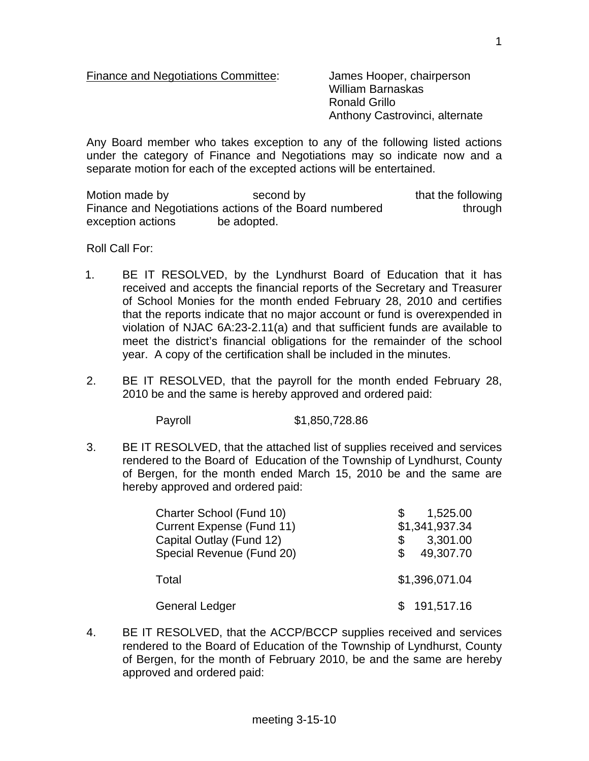Finance and Negotiations Committee: James Hooper, chairperson
William Barnaskas
Ronald Grillo
Anthony Castrovinci, alternate

Any Board member who takes exception to any of the following listed actions under the category of Finance and Negotiations may so indicate now and a separate motion for each of the excepted actions will be entertained.

Motion made by second by that the following Finance and Negotiations actions of the Board numbered through exception actions be adopted.

Roll Call For:

1. BE IT RESOLVED, by the Lyndhurst Board of Education that it has received and accepts the financial reports of the Secretary and Treasurer of School Monies for the month ended February 28, 2010 and certifies that the reports indicate that no major account or fund is overexpended in violation of NJAC 6A:23-2.11(a) and that sufficient funds are available to meet the district's financial obligations for the remainder of the school year. A copy of the certification shall be included in the minutes.

2. BE IT RESOLVED, that the payroll for the month ended February 28, 2010 be and the same is hereby approved and ordered paid:

| | |
|---|---|
| Payroll | $1,850,728.86 |

3. BE IT RESOLVED, that the attached list of supplies received and services rendered to the Board of Education of the Township of Lyndhurst, County of Bergen, for the month ended March 15, 2010 be and the same are hereby approved and ordered paid:

| | |
|---|---|
| Charter School (Fund 10) | $ 1,525.00 |
| Current Expense (Fund 11) | $1,341,937.34 |
| Capital Outlay (Fund 12) | $ 3,301.00 |
| Special Revenue (Fund 20) | $ 49,307.70 |
| Total | $1,396,071.04 |
| General Ledger | $ 191,517.16 |

4. BE IT RESOLVED, that the ACCP/BCCP supplies received and services rendered to the Board of Education of the Township of Lyndhurst, County of Bergen, for the month of February 2010, be and the same are hereby approved and ordered paid: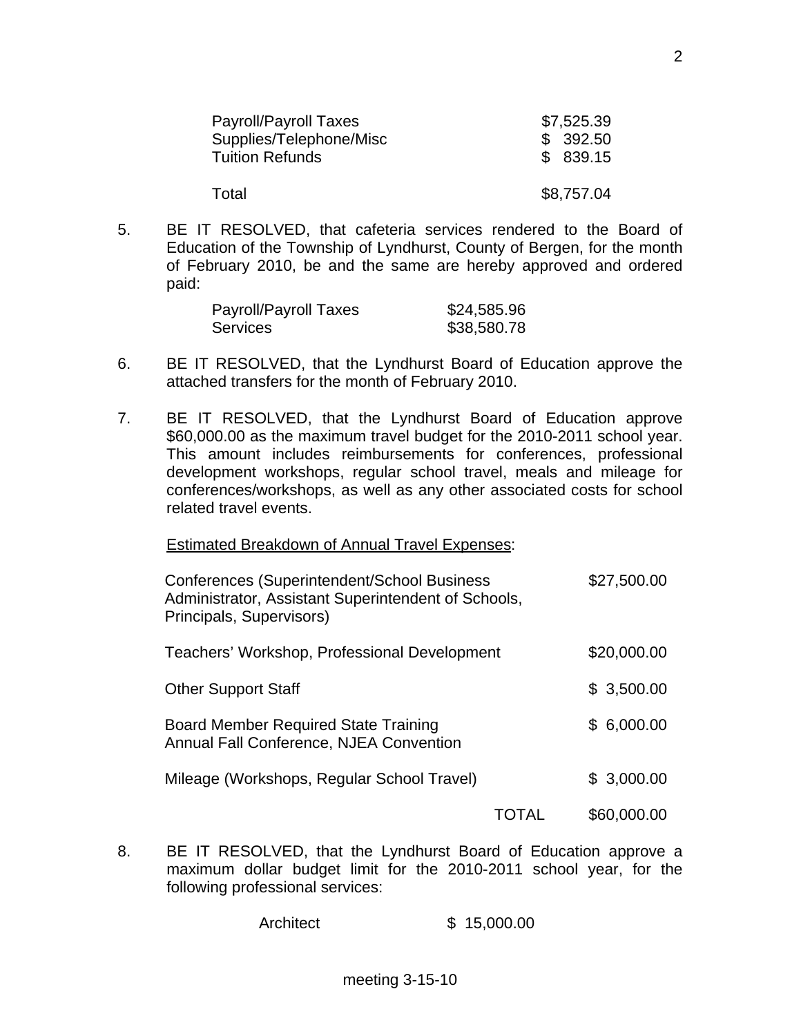| | |
|---|---|
| Payroll/Payroll Taxes | $7,525.39 |
| Supplies/Telephone/Misc | $ 392.50 |
| Tuition Refunds | $ 839.15 |
| Total | $8,757.04 |

5. BE IT RESOLVED, that cafeteria services rendered to the Board of Education of the Township of Lyndhurst, County of Bergen, for the month of February 2010, be and the same are hereby approved and ordered paid:

| | |
|---|---|
| Payroll/Payroll Taxes | $24,585.96 |
| Services | $38,580.78 |

6. BE IT RESOLVED, that the Lyndhurst Board of Education approve the attached transfers for the month of February 2010.

7. BE IT RESOLVED, that the Lyndhurst Board of Education approve $60,000.00 as the maximum travel budget for the 2010-2011 school year. This amount includes reimbursements for conferences, professional development workshops, regular school travel, meals and mileage for conferences/workshops, as well as any other associated costs for school related travel events.

   Estimated Breakdown of Annual Travel Expenses:

| | |
|---|---|
| Conferences (Superintendent/School Business Administrator, Assistant Superintendent of Schools, Principals, Supervisors) | $27,500.00 |
| Teachers' Workshop, Professional Development | $20,000.00 |
| Other Support Staff | $ 3,500.00 |
| Board Member Required State Training Annual Fall Conference, NJEA Convention | $ 6,000.00 |
| Mileage (Workshops, Regular School Travel) | $ 3,000.00 |
| TOTAL | $60,000.00 |

8. BE IT RESOLVED, that the Lyndhurst Board of Education approve a maximum dollar budget limit for the 2010-2011 school year, for the following professional services:

| | |
|---|---|
| Architect | $ 15,000.00 |

meeting 3-15-10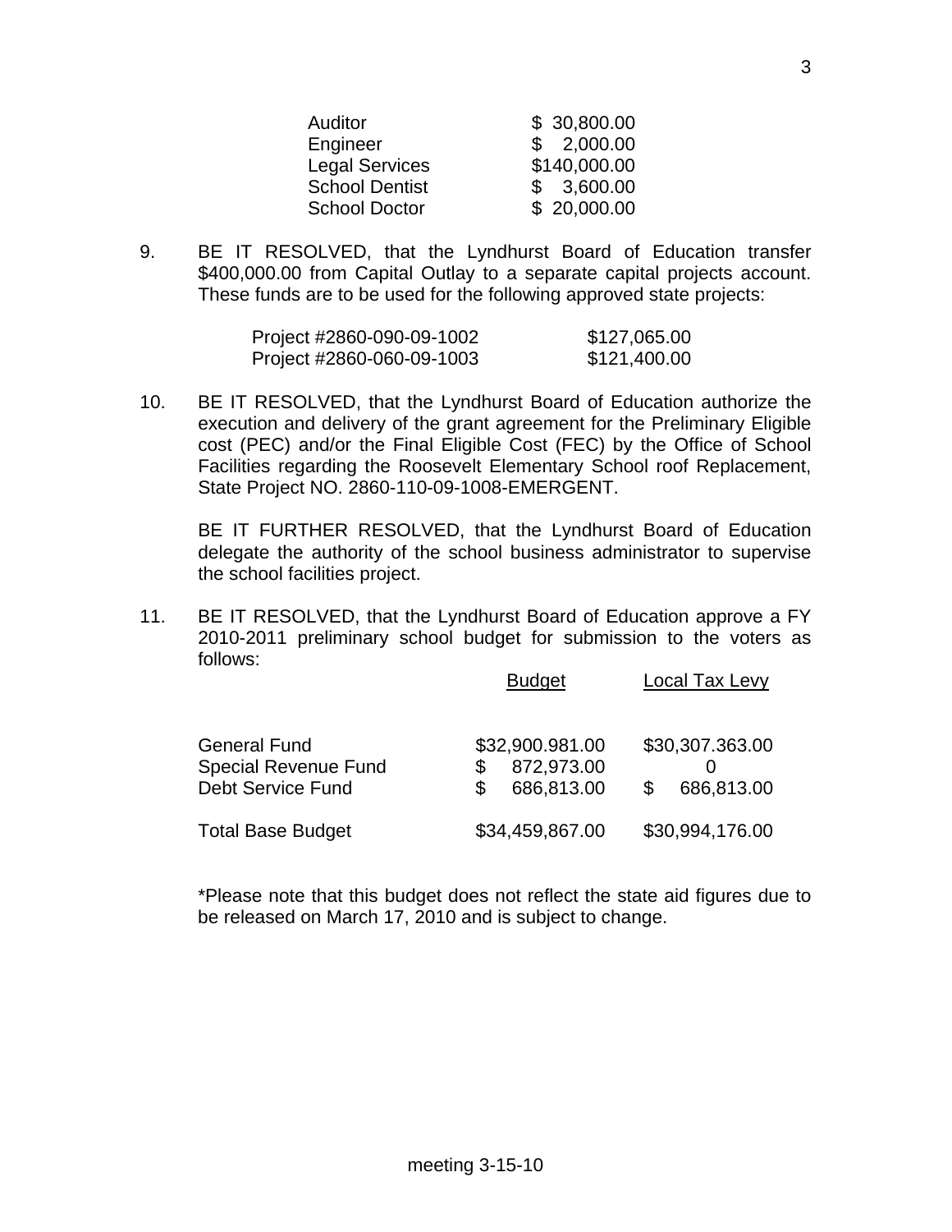| | |
|---|---|
| Auditor | \$ 30,800.00 |
| Engineer | \$ 2,000.00 |
| Legal Services | \$140,000.00 |
| School Dentist | \$ 3,600.00 |
| School Doctor | \$ 20,000.00 |

9. BE IT RESOLVED, that the Lyndhurst Board of Education transfer $400,000.00 from Capital Outlay to a separate capital projects account. These funds are to be used for the following approved state projects:

| | |
|---|---|
| Project #2860-090-09-1002 | \$127,065.00 |
| Project #2860-060-09-1003 | \$121,400.00 |

10. BE IT RESOLVED, that the Lyndhurst Board of Education authorize the execution and delivery of the grant agreement for the Preliminary Eligible cost (PEC) and/or the Final Eligible Cost (FEC) by the Office of School Facilities regarding the Roosevelt Elementary School roof Replacement, State Project NO. 2860-110-09-1008-EMERGENT.

    BE IT FURTHER RESOLVED, that the Lyndhurst Board of Education delegate the authority of the school business administrator to supervise the school facilities project.

11. BE IT RESOLVED, that the Lyndhurst Board of Education approve a FY 2010-2011 preliminary school budget for submission to the voters as follows:

| | Budget | Local Tax Levy |
|---|---|---|
| General Fund | \$32,900.981.00 | \$30,307.363.00 |
| Special Revenue Fund | \$ 872,973.00 | 0 |
| Debt Service Fund | \$ 686,813.00 | \$ 686,813.00 |
| Total Base Budget | \$34,459,867.00 | \$30,994,176.00 |

    *Please note that this budget does not reflect the state aid figures due to be released on March 17, 2010 and is subject to change.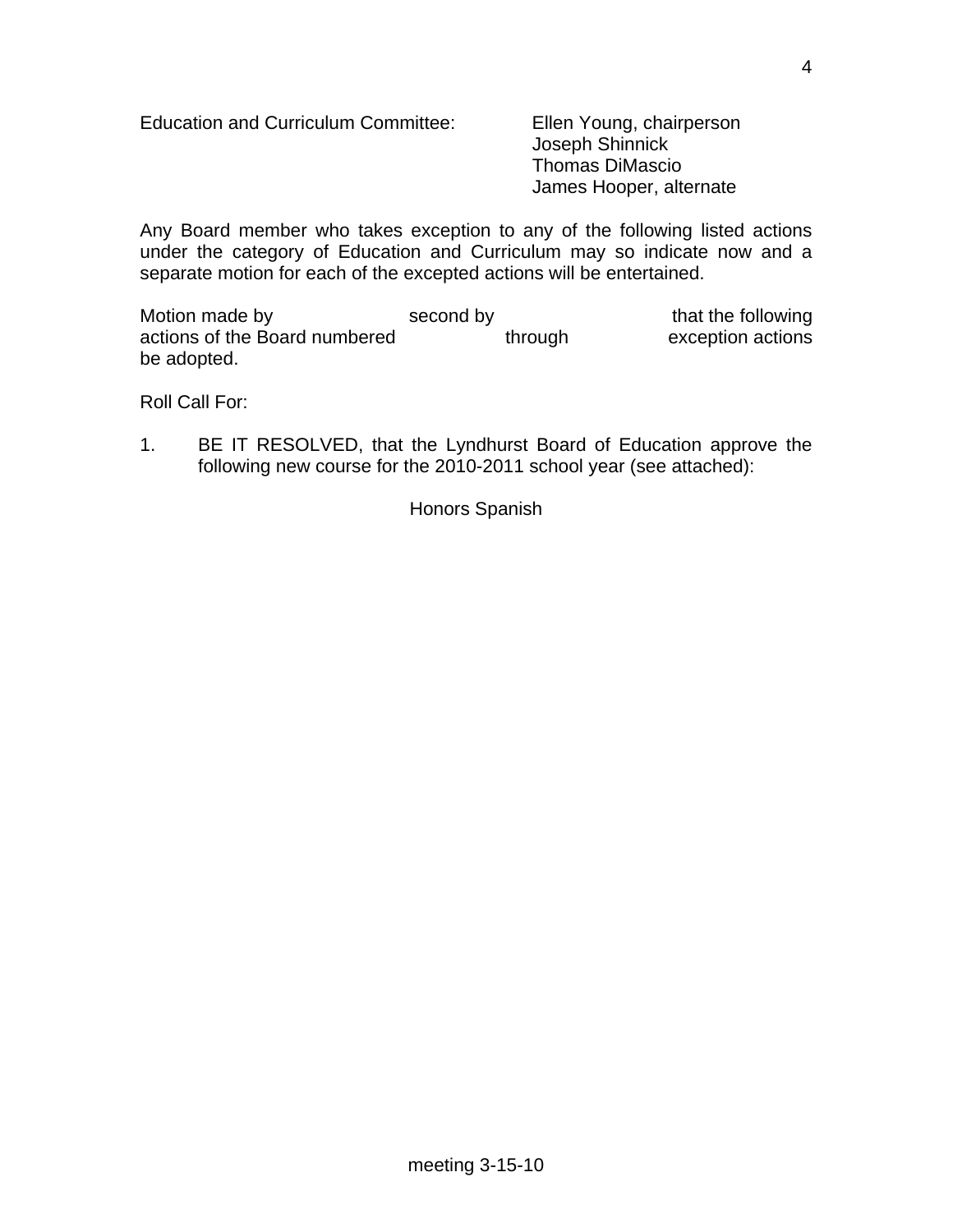Education and Curriculum Committee: Ellen Young, chairperson
Joseph Shinnick
Thomas DiMascio
James Hooper, alternate

Any Board member who takes exception to any of the following listed actions under the category of Education and Curriculum may so indicate now and a separate motion for each of the excepted actions will be entertained.

Motion made by second by that the following actions of the Board numbered through exception actions be adopted.

Roll Call For:

1. BE IT RESOLVED, that the Lyndhurst Board of Education approve the following new course for the 2010-2011 school year (see attached):

   Honors Spanish

meeting 3-15-10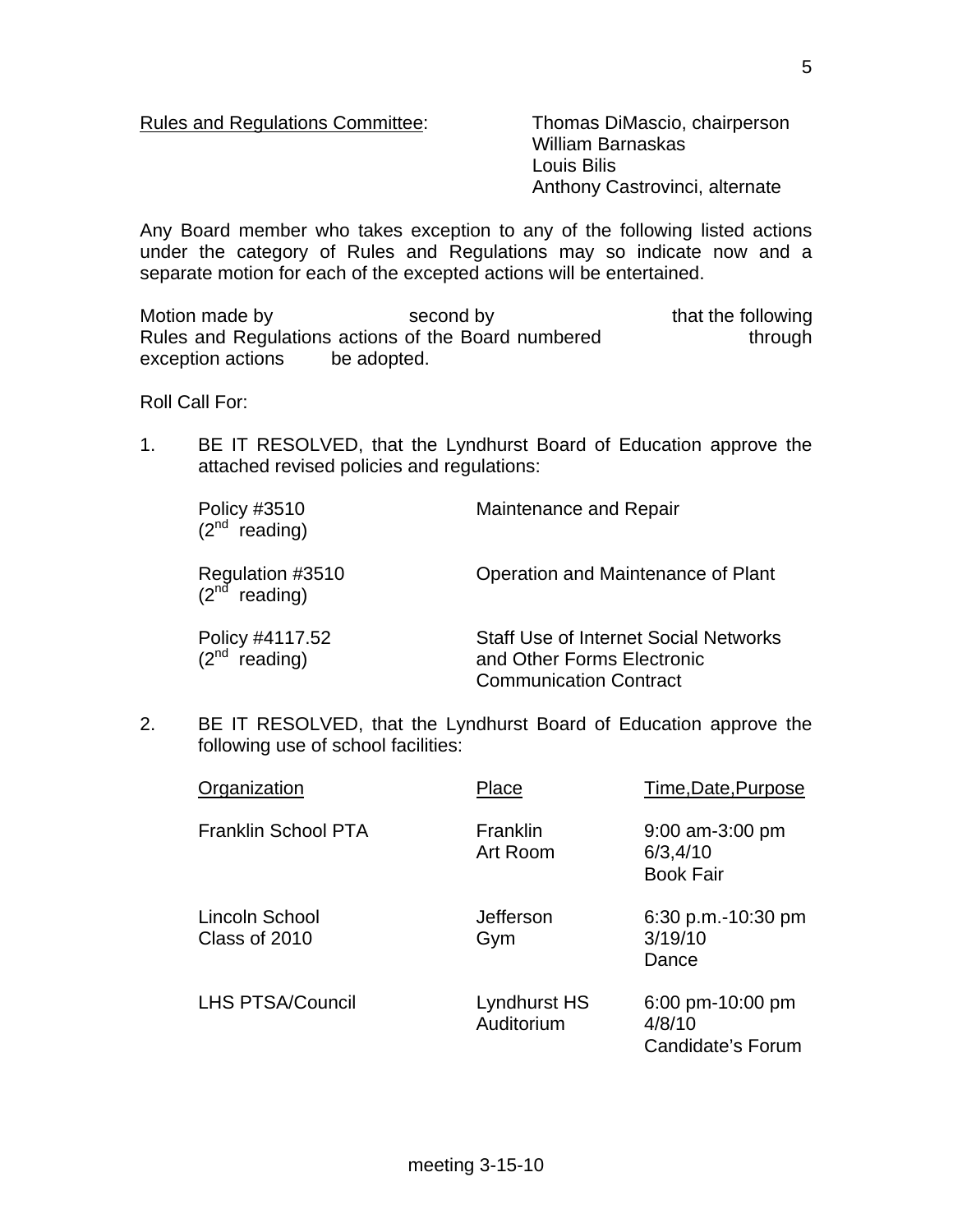Rules and Regulations Committee: Thomas DiMascio, chairperson
William Barnaskas
Louis Bilis
Anthony Castrovinci, alternate

Any Board member who takes exception to any of the following listed actions under the category of Rules and Regulations may so indicate now and a separate motion for each of the excepted actions will be entertained.

Motion made by second by that the following Rules and Regulations actions of the Board numbered through exception actions be adopted.

Roll Call For:

1. BE IT RESOLVED, that the Lyndhurst Board of Education approve the attached revised policies and regulations:

| | |
|---|---|
| Policy #3510 ($2^{nd}$ reading) | Maintenance and Repair |
| Regulation #3510 ($2^{nd}$ reading) | Operation and Maintenance of Plant |
| Policy #4117.52 ($2^{nd}$ reading) | Staff Use of Internet Social Networks and Other Forms Electronic Communication Contract |

2. BE IT RESOLVED, that the Lyndhurst Board of Education approve the following use of school facilities:

| Organization | Place | Time,Date,Purpose |
|---|---|---|
| Franklin School PTA | Franklin Art Room | 9:00 am-3:00 pm 6/3,4/10 Book Fair |
| Lincoln School Class of 2010 | Jefferson Gym | 6:30 p.m.-10:30 pm 3/19/10 Dance |
| LHS PTSA/Council | Lyndhurst HS Auditorium | 6:00 pm-10:00 pm 4/8/10 Candidate's Forum |

meeting 3-15-10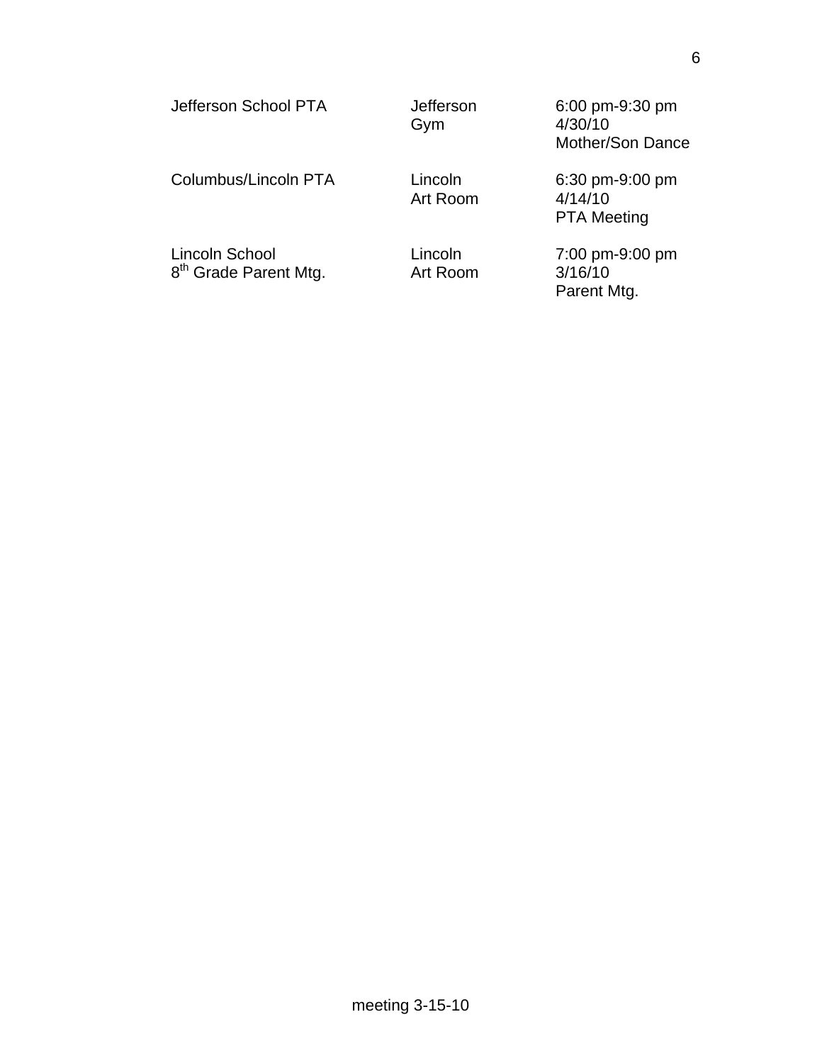| | | |
|---|---|---|
| Jefferson School PTA | Jefferson<br>Gym | 6:00 pm-9:30 pm<br>4/30/10<br>Mother/Son Dance |
| Columbus/Lincoln PTA | Lincoln<br>Art Room | 6:30 pm-9:00 pm<br>4/14/10<br>PTA Meeting |
| Lincoln School<br>8th Grade Parent Mtg. | Lincoln<br>Art Room | 7:00 pm-9:00 pm<br>3/16/10<br>Parent Mtg. |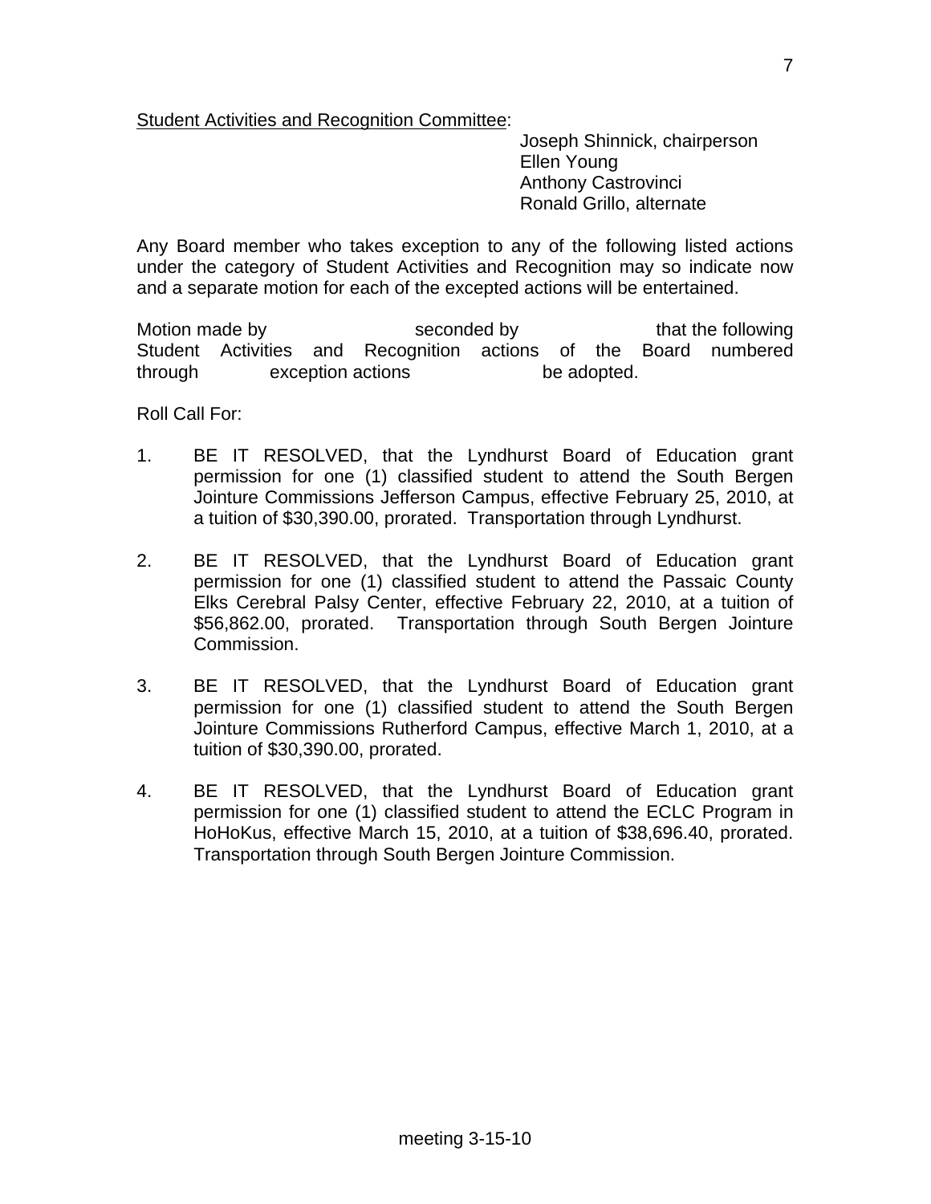Student Activities and Recognition Committee:

Joseph Shinnick, chairperson
Ellen Young
Anthony Castrovinci
Ronald Grillo, alternate

Any Board member who takes exception to any of the following listed actions under the category of Student Activities and Recognition may so indicate now and a separate motion for each of the excepted actions will be entertained.

Motion made by seconded by that the following Student Activities and Recognition actions of the Board numbered through exception actions be adopted.

Roll Call For:

1. BE IT RESOLVED, that the Lyndhurst Board of Education grant permission for one (1) classified student to attend the South Bergen Jointure Commissions Jefferson Campus, effective February 25, 2010, at a tuition of $30,390.00, prorated. Transportation through Lyndhurst.

2. BE IT RESOLVED, that the Lyndhurst Board of Education grant permission for one (1) classified student to attend the Passaic County Elks Cerebral Palsy Center, effective February 22, 2010, at a tuition of $56,862.00, prorated. Transportation through South Bergen Jointure Commission.

3. BE IT RESOLVED, that the Lyndhurst Board of Education grant permission for one (1) classified student to attend the South Bergen Jointure Commissions Rutherford Campus, effective March 1, 2010, at a tuition of $30,390.00, prorated.

4. BE IT RESOLVED, that the Lyndhurst Board of Education grant permission for one (1) classified student to attend the ECLC Program in HoHoKus, effective March 15, 2010, at a tuition of $38,696.40, prorated. Transportation through South Bergen Jointure Commission.